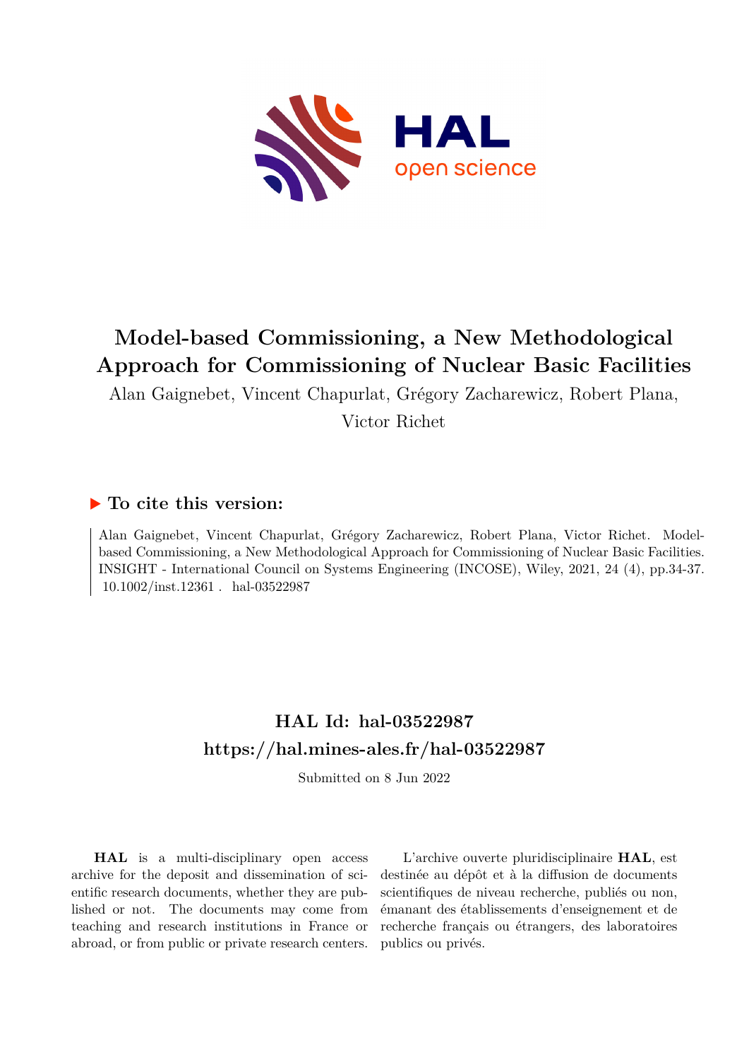# Model-based Commissioning, a New Methodological Approach for Commissioning of Nuclear Basic Facilities

Alan Gaignebet, Vincent Chapurlat, Grégory Zacharewicz, Robert Plana, Victor Richet

## ▶ To cite this version:

Alan Gaignebet, Vincent Chapurlat, Grégory Zacharewicz, Robert Plana, Victor Richet. Model-based Commissioning, a New Methodological Approach for Commissioning of Nuclear Basic Facilities. INSIGHT - International Council on Systems Engineering (INCOSE), Wiley, 2021, 24 (4), pp.34-37. 10.1002/inst.12361 . hal-03522987

## HAL Id: hal-03522987
## https://hal.mines-ales.fr/hal-03522987

Submitted on 8 Jun 2022

**HAL** is a multi-disciplinary open access archive for the deposit and dissemination of scientific research documents, whether they are published or not. The documents may come from teaching and research institutions in France or abroad, or from public or private research centers.

L'archive ouverte pluridisciplinaire **HAL**, est destinée au dépôt et à la diffusion de documents scientifiques de niveau recherche, publiés ou non, émanant des établissements d'enseignement et de recherche français ou étrangers, des laboratoires publics ou privés.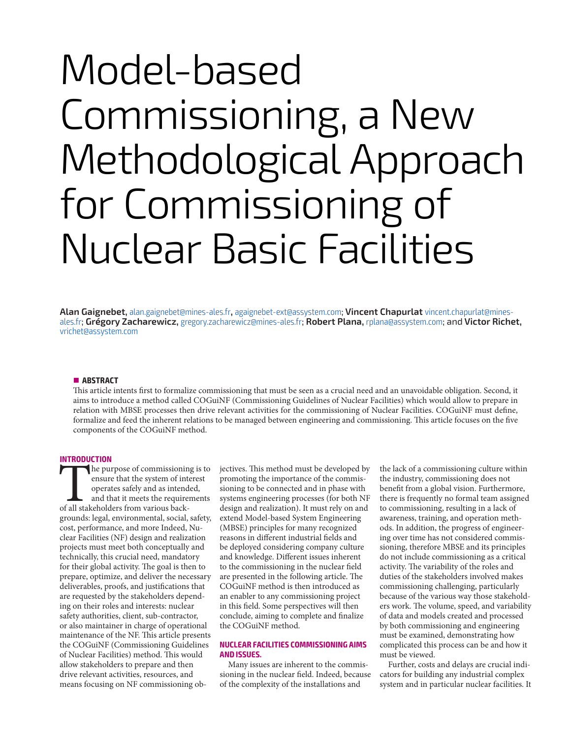# Model-based Commissioning, a New Methodological Approach for Commissioning of Nuclear Basic Facilities

**Alan Gaignebet,** alan.gaignebet@mines-ales.fr, agaignebet-ext@assystem.com; **Vincent Chapurlat** vincent.chapurlat@mines-ales.fr; **Grégory Zacharewicz,** gregory.zacharewicz@mines-ales.fr; **Robert Plana,** rplana@assystem.com; and **Victor Richet,** vrichet@assystem.com

## ABSTRACT

This article intents first to formalize commissioning that must be seen as a crucial need and an unavoidable obligation. Second, it aims to introduce a method called COGuiNF (Commissioning Guidelines of Nuclear Facilities) which would allow to prepare in relation with MBSE processes then drive relevant activities for the commissioning of Nuclear Facilities. COGuiNF must define, formalize and feed the inherent relations to be managed between engineering and commissioning. This article focuses on the five components of the COGuiNF method.

## INTRODUCTION

The purpose of commissioning is to ensure that the system of interest operates safely and as intended, and that it meets the requirements of all stakeholders from various backgrounds: legal, environmental, social, safety, cost, performance, and more Indeed, Nuclear Facilities (NF) design and realization projects must meet both conceptually and technically, this crucial need, mandatory for their global activity. The goal is then to prepare, optimize, and deliver the necessary deliverables, proofs, and justifications that are requested by the stakeholders depending on their roles and interests: nuclear safety authorities, client, sub-contractor, or also maintainer in charge of operational maintenance of the NF. This article presents the COGuiNF (Commissioning Guidelines of Nuclear Facilities) method. This would allow stakeholders to prepare and then drive relevant activities, resources, and means focusing on NF commissioning objectives. This method must be developed by promoting the importance of the commissioning to be connected and in phase with systems engineering processes (for both NF design and realization). It must rely on and extend Model-based System Engineering (MBSE) principles for many recognized reasons in different industrial fields and be deployed considering company culture and knowledge. Different issues inherent to the commissioning in the nuclear field are presented in the following article. The COGuiNF method is then introduced as an enabler to any commissioning project in this field. Some perspectives will then conclude, aiming to complete and finalize the COGuiNF method.

## NUCLEAR FACILITIES COMMISSIONING AIMS AND ISSUES.

Many issues are inherent to the commissioning in the nuclear field. Indeed, because of the complexity of the installations and the lack of a commissioning culture within the industry, commissioning does not benefit from a global vision. Furthermore, there is frequently no formal team assigned to commissioning, resulting in a lack of awareness, training, and operation methods. In addition, the progress of engineering over time has not considered commissioning, therefore MBSE and its principles do not include commissioning as a critical activity. The variability of the roles and duties of the stakeholders involved makes commissioning challenging, particularly because of the various way those stakeholders work. The volume, speed, and variability of data and models created and processed by both commissioning and engineering must be examined, demonstrating how complicated this process can be and how it must be viewed.

Further, costs and delays are crucial indicators for building any industrial complex system and in particular nuclear facilities. It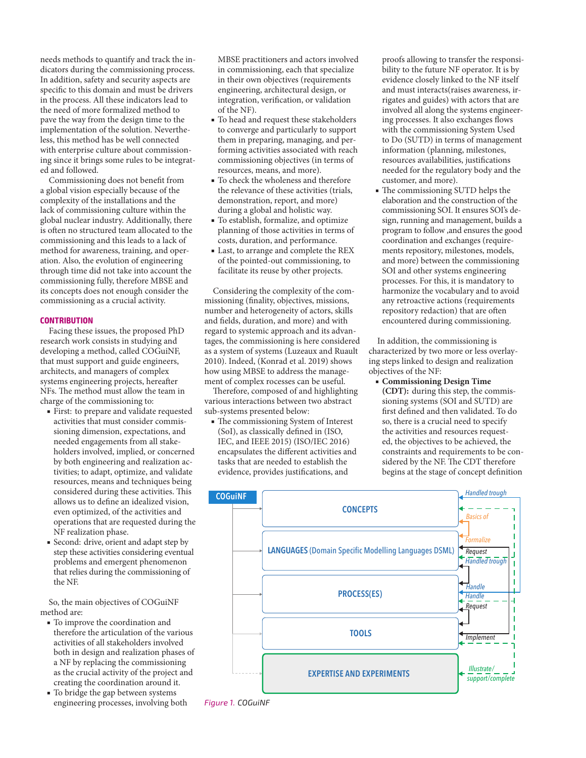needs methods to quantify and track the indicators during the commissioning process. In addition, safety and security aspects are specific to this domain and must be drivers in the process. All these indicators lead to the need of more formalized method to pave the way from the design time to the implementation of the solution. Nevertheless, this method has be well connected with enterprise culture about commissioning since it brings some rules to be integrated and followed.

Commissioning does not benefit from a global vision especially because of the complexity of the installations and the lack of commissioning culture within the global nuclear industry. Additionally, there is often no structured team allocated to the commissioning and this leads to a lack of method for awareness, training, and operation. Also, the evolution of engineering through time did not take into account the commissioning fully, therefore MBSE and its concepts does not enough consider the commissioning as a crucial activity.

## CONTRIBUTION

Facing these issues, the proposed PhD research work consists in studying and developing a method, called COGuiNF, that must support and guide engineers, architects, and managers of complex systems engineering projects, hereafter NFs. The method must allow the team in charge of the commissioning to:

- First: to prepare and validate requested activities that must consider commissioning dimension, expectations, and needed engagements from all stakeholders involved, implied, or concerned by both engineering and realization activities; to adapt, optimize, and validate resources, means and techniques being considered during these activities. This allows us to define an idealized vision, even optimized, of the activities and operations that are requested during the NF realization phase.
- Second: drive, orient and adapt step by step these activities considering eventual problems and emergent phenomenon that relies during the commissioning of the NF.

So, the main objectives of COGuiNF method are:

- To improve the coordination and therefore the articulation of the various activities of all stakeholders involved both in design and realization phases of a NF by replacing the commissioning as the crucial activity of the project and creating the coordination around it.
- To bridge the gap between systems engineering processes, involving both MBSE practitioners and actors involved in commissioning, each that specialize in their own objectives (requirements engineering, architectural design, or integration, verification, or validation of the NF).
- To head and request these stakeholders to converge and particularly to support them in preparing, managing, and performing activities associated with reach commissioning objectives (in terms of resources, means, and more).
- To check the wholeness and therefore the the relevance of these activities (trials, demonstration, report, and more) during a global and holistic way.
- To establish, formalize, and optimize planning of those activities in terms of costs, duration, and performance.
- Last, to arrange and complete the REX of the pointed-out commissioning, to facilitate its reuse by other projects.

Considering the complexity of the commissioning (finality, objectives, missions, number and heterogeneity of actors, skills and fields, duration, and more) and with regard to systemic approach and its advantages, the commissioning is here considered as a system of systems (Luzeaux and Ruault 2010). Indeed, (Konrad et al. 2019) shows how using MBSE to address the management of complex rocesses can be useful.

Therefore, composed of and highlighting various interactions between two abstract sub-systems presented below:

- The commissioning System of Interest (SoI), as classically defined in (ISO, IEC, and IEEE 2015) (ISO/IEC 2016) encapsulates the different activities and tasks that are needed to establish the evidence, provides justifications, and proofs allowing to transfer the responsibility to the future NF operator. It is by evidence closely linked to the NF itself and must interacts(raises awareness, irrigates and guides) with actors that are involved all along the systems engineering processes. It also exchanges flows with the commissioning System Used to Do (SUTD) in terms of management information (planning, milestones, resources availabilities, justifications needed for the regulatory body and the customer, and more).
- The commissioning SUTD helps the elaboration and the construction of the commissioning SOI. It ensures SOI's design, running and management, builds a program to follow ,and ensures the good coordination and exchanges (requirements repository, milestones, models, and more) between the commissioning SOI and other systems engineering processes. For this, it is mandatory to harmonize the vocabulary and to avoid any retroactive actions (requirements repository redaction) that are often encountered during commissioning.

In addition, the commissioning is characterized by two more or less overlaying steps linked to design and realization objectives of the NF:

- **Commissioning Design Time (CDT):** during this step, the commissioning systems (SOI and SUTD) are first defined and then validated. To do so, there is a crucial need to specify the activities and resources requested, the objectives to be achieved, the constraints and requirements to be considered by the NF. The CDT therefore begins at the stage of concept definition

*Figure 1. COGuiNF*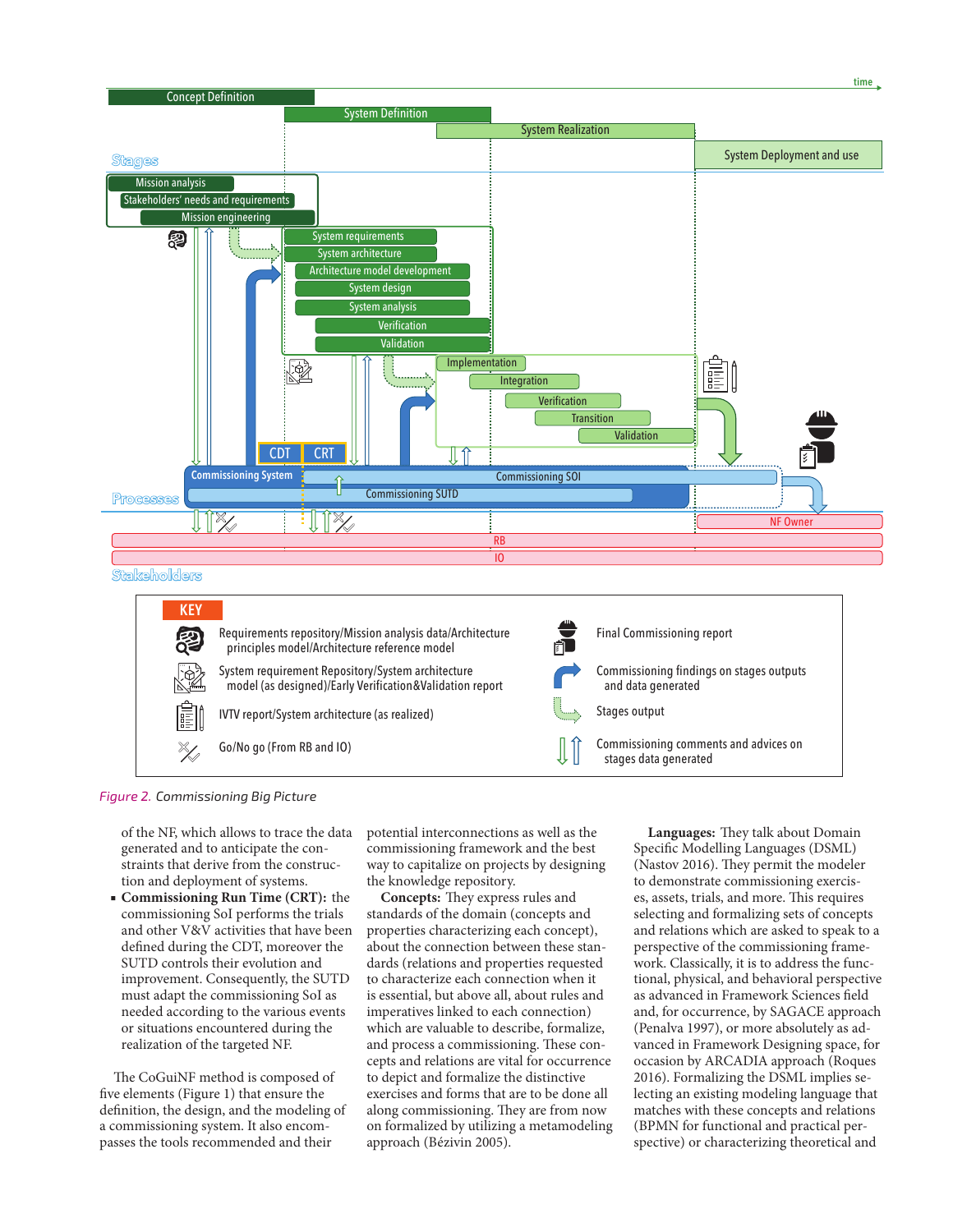Figure 2. Commissioning Big Picture

of the NF, which allows to trace the data generated and to anticipate the constraints that derive from the construction and deployment of systems.

- **Commissioning Run Time (CRT):** the commissioning SoI performs the trials and other V&V activities that have been defined during the CDT, moreover the SUTD controls their evolution and improvement. Consequently, the SUTD must adapt the commissioning SoI as needed according to the various events or situations encountered during the realization of the targeted NF.

The CoGuiNF method is composed of five elements (Figure 1) that ensure the definition, the design, and the modeling of a commissioning system. It also encompasses the tools recommended and their potential interconnections as well as the commissioning framework and the best way to capitalize on projects by designing the knowledge repository.

**Concepts:** They express rules and standards of the domain (concepts and properties characterizing each concept), about the connection between these standards (relations and properties requested to characterize each connection when it is essential, but above all, about rules and imperatives linked to each connection) which are valuable to describe, formalize, and process a commissioning. These concepts and relations are vital for occurrence to depict and formalize the distinctive exercises and forms that are to be done all along commissioning. They are from now on formalized by utilizing a metamodeling approach (Bézivin 2005).

**Languages:** They talk about Domain Specific Modelling Languages (DSML) (Nastov 2016). They permit the modeler to demonstrate commissioning exercises, assets, trials, and more. This requires selecting and formalizing sets of concepts and relations which are asked to speak to a perspective of the commissioning framework. Classically, it is to address the functional, physical, and behavioral perspective as advanced in Framework Sciences field and, for occurrence, by SAGACE approach (Penalva 1997), or more absolutely as advanced in Framework Designing space, for occasion by ARCADIA approach (Roques 2016). Formalizing the DSML implies selecting an existing modeling language that matches with these concepts and relations (BPMN for functional and practical perspective) or characterizing theoretical and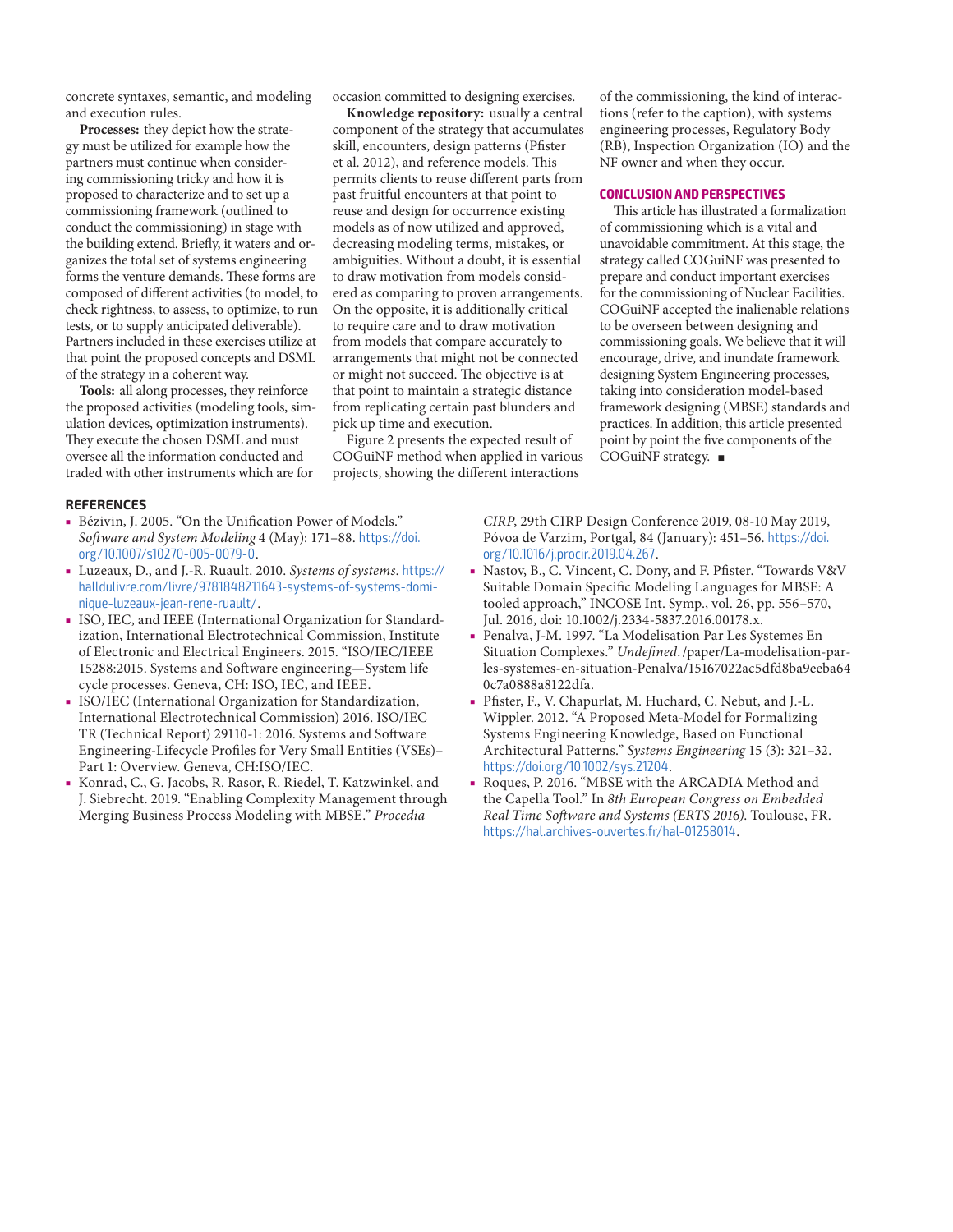concrete syntaxes, semantic, and modeling and execution rules.

**Processes:** they depict how the strategy must be utilized for example how the partners must continue when considering commissioning tricky and how it is proposed to characterize and to set up a commissioning framework (outlined to conduct the commissioning) in stage with the building extend. Briefly, it waters and organizes the total set of systems engineering forms the venture demands. These forms are composed of different activities (to model, to check rightness, to assess, to optimize, to run tests, or to supply anticipated deliverable). Partners included in these exercises utilize at that point the proposed concepts and DSML of the strategy in a coherent way.

**Tools:** all along processes, they reinforce the proposed activities (modeling tools, simulation devices, optimization instruments). They execute the chosen DSML and must oversee all the information conducted and traded with other instruments which are for occasion committed to designing exercises.

**Knowledge repository:** usually a central component of the strategy that accumulates skill, encounters, design patterns (Pfister et al. 2012), and reference models. This permits clients to reuse different parts from past fruitful encounters at that point to reuse and design for occurrence existing models as of now utilized and approved, decreasing modeling terms, mistakes, or ambiguities. Without a doubt, it is essential to draw motivation from models considered as comparing to proven arrangements. On the opposite, it is additionally critical to require care and to draw motivation from models that compare accurately to arrangements that might not be connected or might not succeed. The objective is at that point to maintain a strategic distance from replicating certain past blunders and pick up time and execution.

Figure 2 presents the expected result of COGuiNF method when applied in various projects, showing the different interactions of the commissioning, the kind of interactions (refer to the caption), with systems engineering processes, Regulatory Body (RB), Inspection Organization (IO) and the NF owner and when they occur.

## CONCLUSION AND PERSPECTIVES

This article has illustrated a formalization of commissioning which is a vital and unavoidable commitment. At this stage, the strategy called COGuiNF was presented to prepare and conduct important exercises for the commissioning of Nuclear Facilities. COGuiNF accepted the inalienable relations to be overseen between designing and commissioning goals. We believe that it will encourage, drive, and inundate framework designing System Engineering processes, taking into consideration model-based framework designing (MBSE) standards and practices. In addition, this article presented point by point the five components of the COGuiNF strategy. ■

## REFERENCES

- Bézivin, J. 2005. "On the Unification Power of Models." *Software and System Modeling* 4 (May): 171–88. https://doi.org/10.1007/s10270-005-0079-0.
- Luzeaux, D., and J.-R. Ruault. 2010. *Systems of systems*. https://halldulivre.com/livre/9781848211643-systems-of-systems-dominique-luzeaux-jean-rene-ruault/.
- ISO, IEC, and IEEE (International Organization for Standardization, International Electrotechnical Commission, Institute of Electronic and Electrical Engineers. 2015. "ISO/IEC/IEEE 15288:2015. Systems and Software engineering—System life cycle processes. Geneva, CH: ISO, IEC, and IEEE.
- ISO/IEC (International Organization for Standardization, International Electrotechnical Commission) 2016. ISO/IEC TR (Technical Report) 29110-1: 2016. Systems and Software Engineering-Lifecycle Profiles for Very Small Entities (VSEs)–Part 1: Overview. Geneva, CH:ISO/IEC.
- Konrad, C., G. Jacobs, R. Rasor, R. Riedel, T. Katzwinkel, and J. Siebrecht. 2019. "Enabling Complexity Management through Merging Business Process Modeling with MBSE." *Procedia CIRP*, 29th CIRP Design Conference 2019, 08-10 May 2019, Póvoa de Varzim, Portgal, 84 (January): 451–56. https://doi.org/10.1016/j.procir.2019.04.267.
- Nastov, B., C. Vincent, C. Dony, and F. Pfister. "Towards V&V Suitable Domain Specific Modeling Languages for MBSE: A tooled approach," INCOSE Int. Symp., vol. 26, pp. 556–570, Jul. 2016, doi: 10.1002/j.2334-5837.2016.00178.x.
- Penalva, J-M. 1997. "La Modelisation Par Les Systemes En Situation Complexes." *Undefined*. /paper/La-modelisation-par-les-systemes-en-situation-Penalva/15167022ac5dfd8ba9eeba640c7a0888a8122dfa.
- Pfister, F., V. Chapurlat, M. Huchard, C. Nebut, and J.-L. Wippler. 2012. "A Proposed Meta-Model for Formalizing Systems Engineering Knowledge, Based on Functional Architectural Patterns." *Systems Engineering* 15 (3): 321–32. https://doi.org/10.1002/sys.21204.
- Roques, P. 2016. "MBSE with the ARCADIA Method and the Capella Tool." In *8th European Congress on Embedded Real Time Software and Systems (ERTS 2016)*. Toulouse, FR. https://hal.archives-ouvertes.fr/hal-01258014.